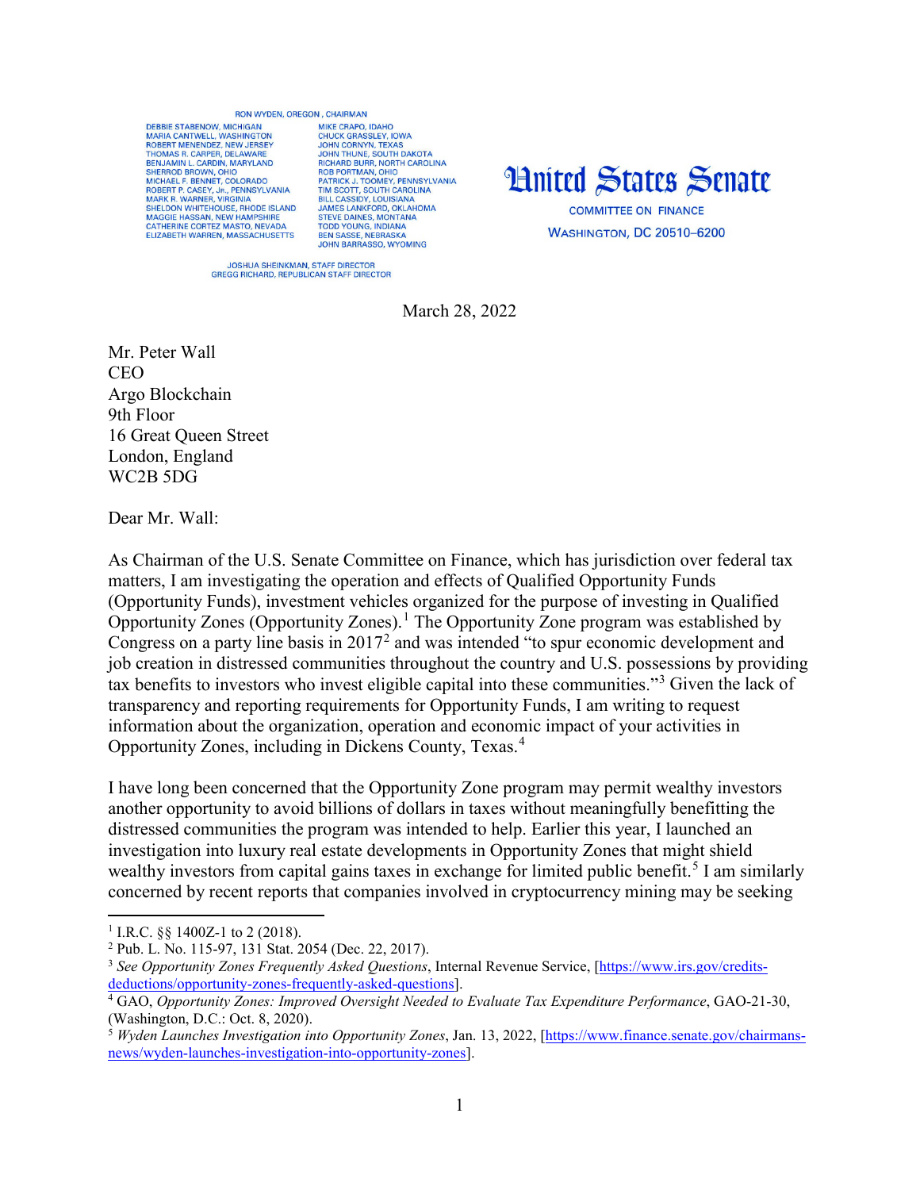RON WYDEN, OREGON, CHAIRMAN

DEBBIE STABENOW, MICHIGAN
MARIA CANTWELL, WASHINGTON
ROBERT MENENDEZ, NEW JERSEY
THOMAS R. CARPER, DELAWARE
BENJAMIN L. CARDIN, MARYLAND
SHERROD BROWN, OHIO
MICHAEL F. BENNET, COLORADO
ROBERT P. CASEY, Jr., PENNSYLVANIA
MARK R. WARNER, VIRGINIA
SHELDON WHITEHOUSE, RHODE ISLAND
MAGGIE HASSAN, NEW HAMPSHIRE
CATHERINE CORTEZ MASTO, NEVADA
ELIZABETH WARREN, MASSACHUSETTS

MIKE CRAPO, IDAHO
CHUCK GRASSLEY, IOWA
JOHN CORNYN, TEXAS
JOHN THUNE, SOUTH DAKOTA
RICHARD BURR, NORTH CAROLINA
ROB PORTMAN, OHIO
PATRICK J. TOOMEY, PENNSYLVANIA
TIM SCOTT, SOUTH CAROLINA
BILL CASSIDY, LOUISIANA
JAMES LANKFORD, OKLAHOMA
STEVE DAINES, MONTANA
TODD YOUNG, INDIANA
BEN SASSE, NEBRASKA
JOHN BARRASSO, WYOMING

JOSHUA SHEINKMAN, STAFF DIRECTOR
GREGG RICHARD, REPUBLICAN STAFF DIRECTOR

# United States Senate

COMMITTEE ON FINANCE
WASHINGTON, DC 20510–6200

March 28, 2022

Mr. Peter Wall
CEO
Argo Blockchain
9th Floor
16 Great Queen Street
London, England
WC2B 5DG

Dear Mr. Wall:

As Chairman of the U.S. Senate Committee on Finance, which has jurisdiction over federal tax matters, I am investigating the operation and effects of Qualified Opportunity Funds (Opportunity Funds), investment vehicles organized for the purpose of investing in Qualified Opportunity Zones (Opportunity Zones).[1] The Opportunity Zone program was established by Congress on a party line basis in 2017[2] and was intended "to spur economic development and job creation in distressed communities throughout the country and U.S. possessions by providing tax benefits to investors who invest eligible capital into these communities."[3] Given the lack of transparency and reporting requirements for Opportunity Funds, I am writing to request information about the organization, operation and economic impact of your activities in Opportunity Zones, including in Dickens County, Texas.[4]

I have long been concerned that the Opportunity Zone program may permit wealthy investors another opportunity to avoid billions of dollars in taxes without meaningfully benefitting the distressed communities the program was intended to help. Earlier this year, I launched an investigation into luxury real estate developments in Opportunity Zones that might shield wealthy investors from capital gains taxes in exchange for limited public benefit.[5] I am similarly concerned by recent reports that companies involved in cryptocurrency mining may be seeking

---

[1] I.R.C. §§ 1400Z-1 to 2 (2018).

[2] Pub. L. No. 115-97, 131 Stat. 2054 (Dec. 22, 2017).

[3] *See Opportunity Zones Frequently Asked Questions*, Internal Revenue Service, [https://www.irs.gov/credits-deductions/opportunity-zones-frequently-asked-questions].

[4] GAO, *Opportunity Zones: Improved Oversight Needed to Evaluate Tax Expenditure Performance*, GAO-21-30, (Washington, D.C.: Oct. 8, 2020).

[5] *Wyden Launches Investigation into Opportunity Zones*, Jan. 13, 2022, [https://www.finance.senate.gov/chairmans-news/wyden-launches-investigation-into-opportunity-zones].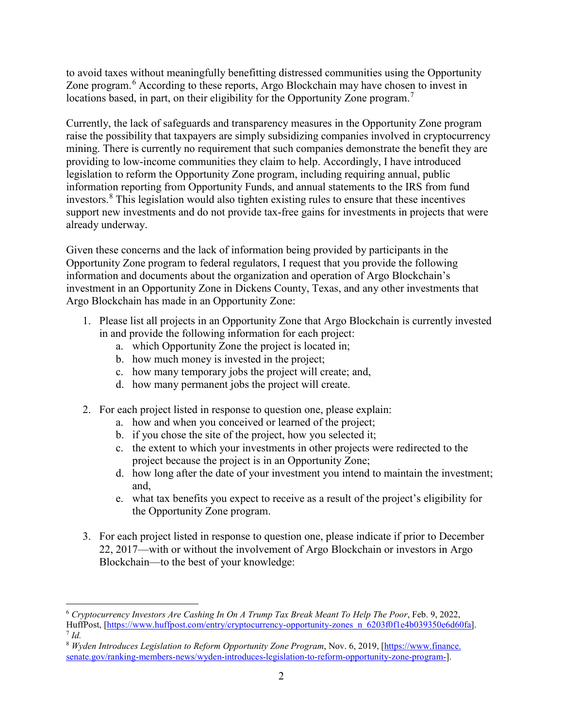to avoid taxes without meaningfully benefitting distressed communities using the Opportunity Zone program.[6] According to these reports, Argo Blockchain may have chosen to invest in locations based, in part, on their eligibility for the Opportunity Zone program.[7]

Currently, the lack of safeguards and transparency measures in the Opportunity Zone program raise the possibility that taxpayers are simply subsidizing companies involved in cryptocurrency mining. There is currently no requirement that such companies demonstrate the benefit they are providing to low-income communities they claim to help. Accordingly, I have introduced legislation to reform the Opportunity Zone program, including requiring annual, public information reporting from Opportunity Funds, and annual statements to the IRS from fund investors.[8] This legislation would also tighten existing rules to ensure that these incentives support new investments and do not provide tax-free gains for investments in projects that were already underway.

Given these concerns and the lack of information being provided by participants in the Opportunity Zone program to federal regulators, I request that you provide the following information and documents about the organization and operation of Argo Blockchain's investment in an Opportunity Zone in Dickens County, Texas, and any other investments that Argo Blockchain has made in an Opportunity Zone:

1. Please list all projects in an Opportunity Zone that Argo Blockchain is currently invested in and provide the following information for each project:
    a. which Opportunity Zone the project is located in;
    b. how much money is invested in the project;
    c. how many temporary jobs the project will create; and,
    d. how many permanent jobs the project will create.

2. For each project listed in response to question one, please explain:
    a. how and when you conceived or learned of the project;
    b. if you chose the site of the project, how you selected it;
    c. the extent to which your investments in other projects were redirected to the project because the project is in an Opportunity Zone;
    d. how long after the date of your investment you intend to maintain the investment; and,
    e. what tax benefits you expect to receive as a result of the project's eligibility for the Opportunity Zone program.

3. For each project listed in response to question one, please indicate if prior to December 22, 2017—with or without the involvement of Argo Blockchain or investors in Argo Blockchain—to the best of your knowledge:

---

[6] *Cryptocurrency Investors Are Cashing In On A Trump Tax Break Meant To Help The Poor*, Feb. 9, 2022, HuffPost, [https://www.huffpost.com/entry/cryptocurrency-opportunity-zones_n_6203f0f1e4b039350e6d60fa].

[7] *Id.*

[8] *Wyden Introduces Legislation to Reform Opportunity Zone Program*, Nov. 6, 2019, [https://www.finance.senate.gov/ranking-members-news/wyden-introduces-legislation-to-reform-opportunity-zone-program-].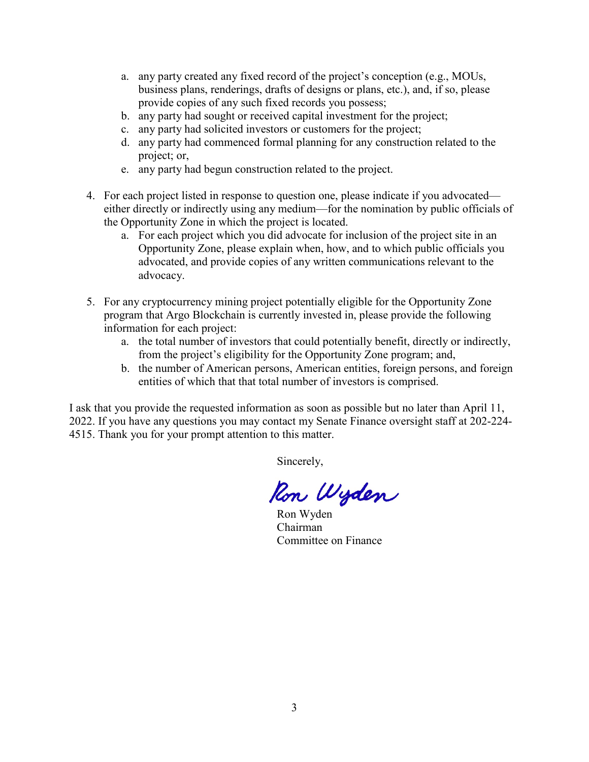a. any party created any fixed record of the project's conception (e.g., MOUs, business plans, renderings, drafts of designs or plans, etc.), and, if so, please provide copies of any such fixed records you possess;
   b. any party had sought or received capital investment for the project;
   c. any party had solicited investors or customers for the project;
   d. any party had commenced formal planning for any construction related to the project; or,
   e. any party had begun construction related to the project.

4. For each project listed in response to question one, please indicate if you advocated—either directly or indirectly using any medium—for the nomination by public officials of the Opportunity Zone in which the project is located.
   a. For each project which you did advocate for inclusion of the project site in an Opportunity Zone, please explain when, how, and to which public officials you advocated, and provide copies of any written communications relevant to the advocacy.

5. For any cryptocurrency mining project potentially eligible for the Opportunity Zone program that Argo Blockchain is currently invested in, please provide the following information for each project:
   a. the total number of investors that could potentially benefit, directly or indirectly, from the project's eligibility for the Opportunity Zone program; and,
   b. the number of American persons, American entities, foreign persons, and foreign entities of which that that total number of investors is comprised.

I ask that you provide the requested information as soon as possible but no later than April 11, 2022. If you have any questions you may contact my Senate Finance oversight staff at 202-224-4515. Thank you for your prompt attention to this matter.

Sincerely,

Ron Wyden

Ron Wyden
Chairman
Committee on Finance